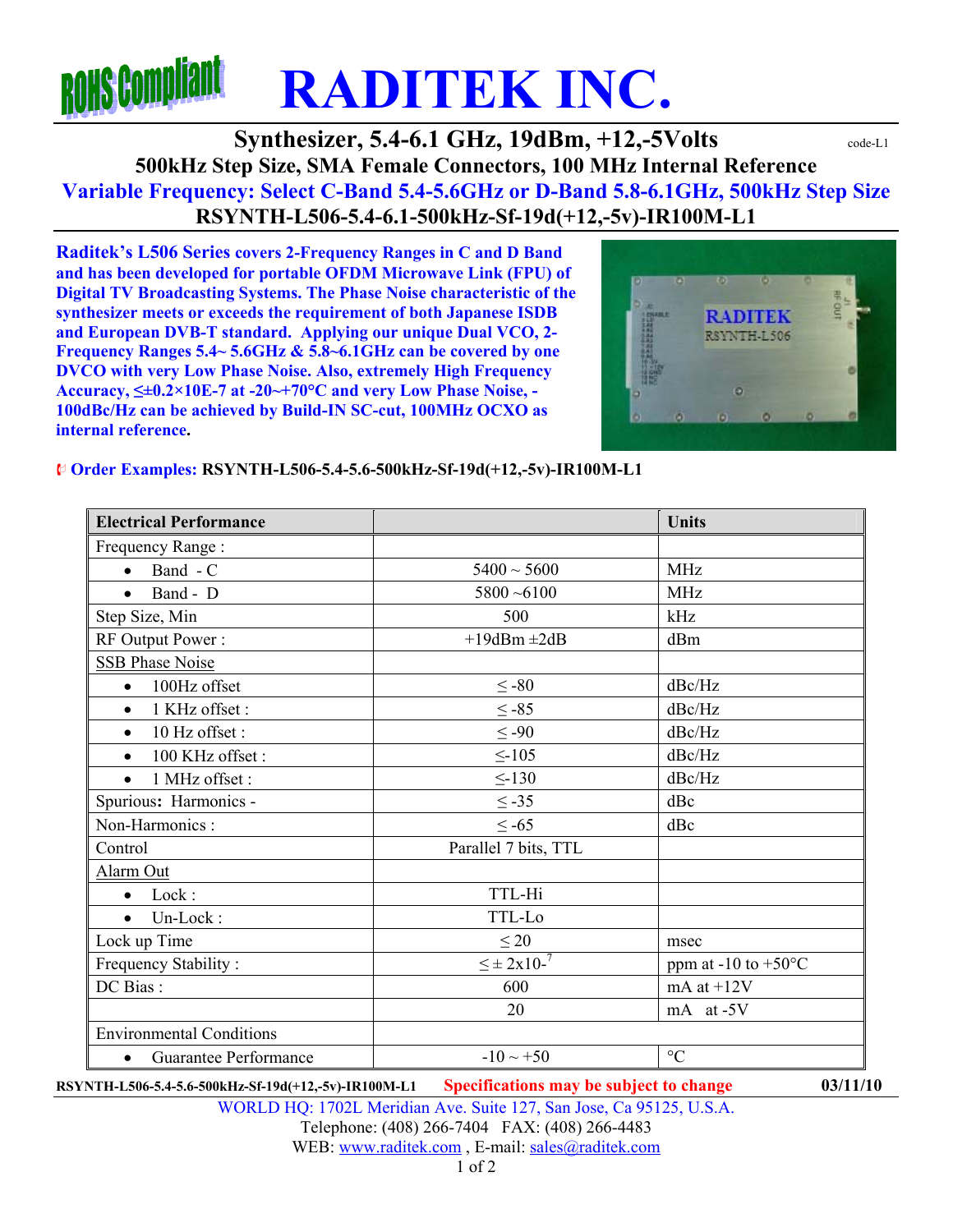# RADITEK INC.

## Synthesizer, 5.4-6.1 GHz, 19dBm, +12,-5Volts

code-L1

### 500kHz Step Size, SMA Female Connectors, 100 MHz Internal Reference

### Variable Frequency: Select C-Band 5.4-5.6GHz or D-Band 5.8-6.1GHz, 500kHz Step Size

### RSYNTH-L506-5.4-6.1-500kHz-Sf-19d(+12,-5v)-IR100M-L1

**Raditek's L506 Series covers 2-Frequency Ranges in C and D Band and has been developed for portable OFDM Microwave Link (FPU) of Digital TV Broadcasting Systems. The Phase Noise characteristic of the synthesizer meets or exceeds the requirement of both Japanese ISDB and European DVB-T standard. Applying our unique Dual VCO, 2-Frequency Ranges 5.4~ 5.6GHz & 5.8~6.1GHz can be covered by one DVCO with very Low Phase Noise. Also, extremely High Frequency Accuracy, ≤±0.2×10E-7 at -20~+70°C and very Low Phase Noise, -100dBc/Hz can be achieved by Build-IN SC-cut, 100MHz OCXO as internal reference.**

**Order Examples:** **RSYNTH-L506-5.4-5.6-500kHz-Sf-19d(+12,-5v)-IR100M-L1**

| Electrical Performance | | Units |
|---|---|---|
| Frequency Range : | | |
| • Band - C | 5400 ~ 5600 | MHz |
| • Band - D | 5800 ~6100 | MHz |
| Step Size, Min | 500 | kHz |
| RF Output Power : | +19dBm ±2dB | dBm |
| SSB Phase Noise | | |
| • 100Hz offset | ≤ -80 | dBc/Hz |
| • 1 KHz offset : | ≤ -85 | dBc/Hz |
| • 10 Hz offset : | ≤ -90 | dBc/Hz |
| • 100 KHz offset : | ≤-105 | dBc/Hz |
| • 1 MHz offset : | ≤-130 | dBc/Hz |
| Spurious: Harmonics - | ≤ -35 | dBc |
| Non-Harmonics : | ≤ -65 | dBc |
| Control | Parallel 7 bits, TTL | |
| Alarm Out | | |
| • Lock : | TTL-Hi | |
| • Un-Lock : | TTL-Lo | |
| Lock up Time | ≤ 20 | msec |
| Frequency Stability : | $\leq \pm 2x10^{-7}$ | ppm at -10 to +50°C |
| DC Bias : | 600 | mA at +12V |
| | 20 | mA at -5V |
| Environmental Conditions | | |
| • Guarantee Performance | -10 ~ +50 | °C |

RSYNTH-L506-5.4-5.6-500kHz-Sf-19d(+12,-5v)-IR100M-L1 Specifications may be subject to change 03/11/10

WORLD HQ: 1702L Meridian Ave. Suite 127, San Jose, Ca 95125, U.S.A.
Telephone: (408) 266-7404 FAX: (408) 266-4483
WEB: www.raditek.com , E-mail: sales@raditek.com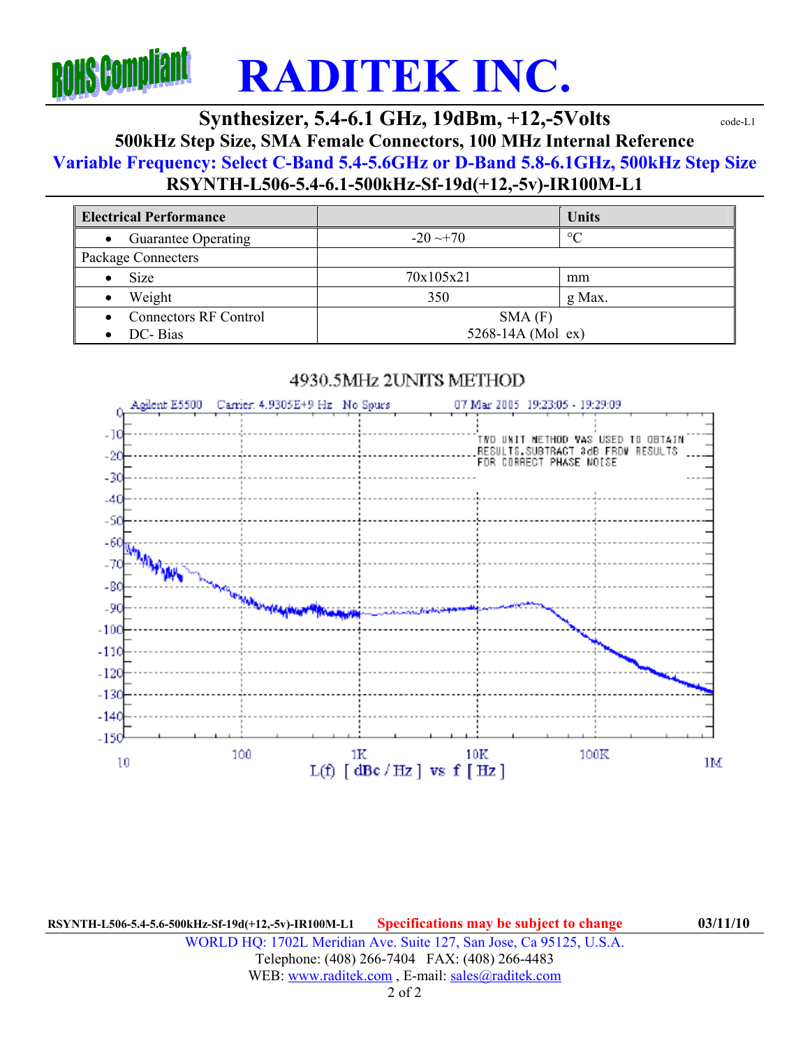ROHS Compliant

# RADITEK INC.

## Synthesizer, 5.4-6.1 GHz, 19dBm, +12,-5Volts

code-L1

### 500kHz Step Size, SMA Female Connectors, 100 MHz Internal Reference

### Variable Frequency: Select C-Band 5.4-5.6GHz or D-Band 5.8-6.1GHz, 500kHz Step Size

### RSYNTH-L506-5.4-6.1-500kHz-Sf-19d(+12,-5v)-IR100M-L1

| Electrical Performance | | Units |
|---|---|---|
| • Guarantee Operating | -20 ~+70 | °C |
| Package Connecters | | |
| • Size | 70x105x21 | mm |
| • Weight | 350 | g Max. |
| • Connectors RF Control<br>• DC- Bias | SMA (F)<br>5268-14A (Mol ex) | |

4930.5MHz 2UNITS METHOD

Agilent E5500  Carrier: 4.9305E+9 Hz  No Spurs  07 Mar 2005 19:23:05 - 19:29:09

TWO UNIT METHOD WAS USED TO OBTAIN RESULTS.SUBTRACT 3dB FROM RESULTS FOR CORRECT PHASE NOISE

0 -10 -20 -30 -40 -50 -60 -70 -80 -90 -100 -110 -120 -130 -140 -150

10 100 1K 10K 100K 1M

L(f) [ dBc / Hz ] vs f [ Hz ]

RSYNTH-L506-5.4-5.6-500kHz-Sf-19d(+12,-5v)-IR100M-L1 **Specifications may be subject to change** **03/11/10**

WORLD HQ: 1702L Meridian Ave. Suite 127, San Jose, Ca 95125, U.S.A.
Telephone: (408) 266-7404 FAX: (408) 266-4483
WEB: www.raditek.com , E-mail: sales@raditek.com